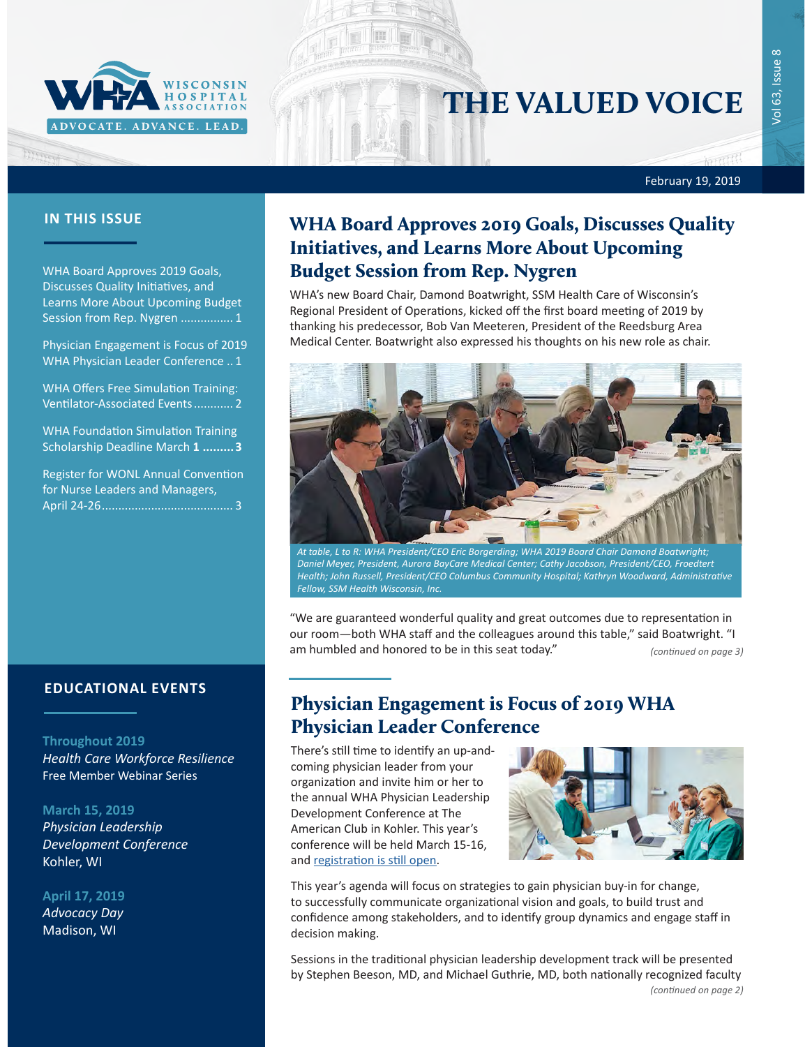# THE VALUED VOICE

February 19, 2019

## IN THIS ISSUE

WHA Board Approves 2019 Goals, Discusses Quality Initiatives, and Learns More About Upcoming Budget Session from Rep. Nygren ................ 1

Physician Engagement is Focus of 2019 WHA Physician Leader Conference .. 1

WHA Offers Free Simulation Training: Ventilator-Associated Events ............ 2

WHA Foundation Simulation Training Scholarship Deadline March **1 .........3**

Register for WONL Annual Convention for Nurse Leaders and Managers, April 24-26........................................ 3

## EDUCATIONAL EVENTS

**Throughout 2019**
*Health Care Workforce Resilience*
Free Member Webinar Series

**March 15, 2019**
*Physician Leadership Development Conference*
Kohler, WI

**April 17, 2019**
*Advocacy Day*
Madison, WI

## WHA Board Approves 2019 Goals, Discusses Quality Initiatives, and Learns More About Upcoming Budget Session from Rep. Nygren

WHA's new Board Chair, Damond Boatwright, SSM Health Care of Wisconsin's Regional President of Operations, kicked off the first board meeting of 2019 by thanking his predecessor, Bob Van Meeteren, President of the Reedsburg Area Medical Center. Boatwright also expressed his thoughts on his new role as chair.

*At table, L to R: WHA President/CEO Eric Borgerding; WHA 2019 Board Chair Damond Boatwright; Daniel Meyer, President, Aurora BayCare Medical Center; Cathy Jacobson, President/CEO, Froedtert Health; John Russell, President/CEO Columbus Community Hospital; Kathryn Woodward, Administrative Fellow, SSM Health Wisconsin, Inc.*

"We are guaranteed wonderful quality and great outcomes due to representation in our room—both WHA staff and the colleagues around this table," said Boatwright. "I am humbled and honored to be in this seat today."

*(continued on page 3)*

## Physician Engagement is Focus of 2019 WHA Physician Leader Conference

There's still time to identify an up-and-coming physician leader from your organization and invite him or her to the annual WHA Physician Leadership Development Conference at The American Club in Kohler. This year's conference will be held March 15-16, and [registration is still open](#).

This year's agenda will focus on strategies to gain physician buy-in for change, to successfully communicate organizational vision and goals, to build trust and confidence among stakeholders, and to identify group dynamics and engage staff in decision making.

Sessions in the traditional physician leadership development track will be presented by Stephen Beeson, MD, and Michael Guthrie, MD, both nationally recognized faculty

*(continued on page 2)*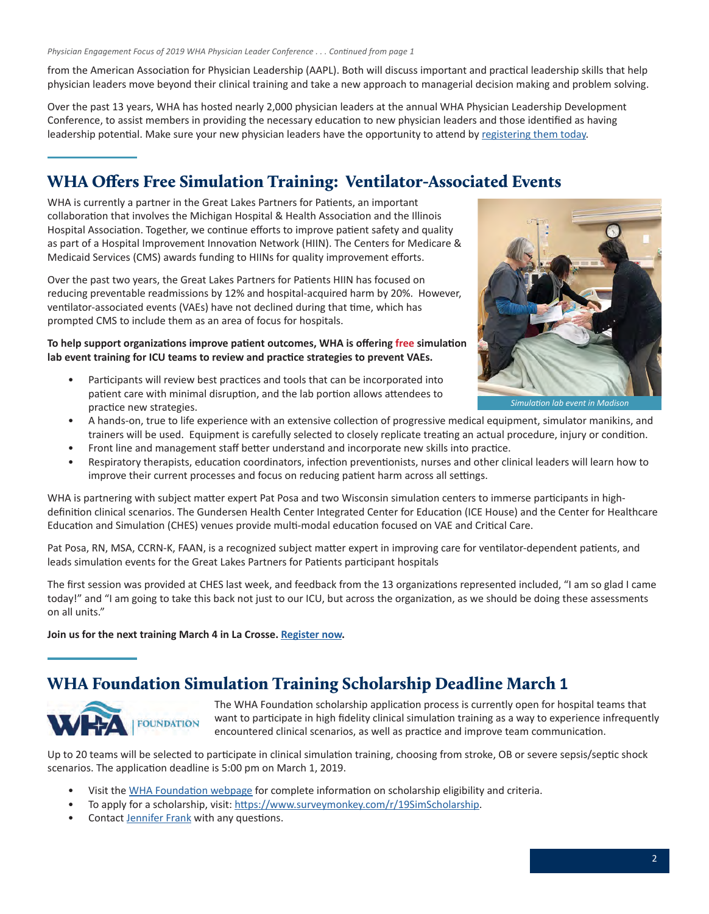*Physician Engagement Focus of 2019 WHA Physician Leader Conference . . . Continued from page 1*

from the American Association for Physician Leadership (AAPL). Both will discuss important and practical leadership skills that help physician leaders move beyond their clinical training and take a new approach to managerial decision making and problem solving.

Over the past 13 years, WHA has hosted nearly 2,000 physician leaders at the annual WHA Physician Leadership Development Conference, to assist members in providing the necessary education to new physician leaders and those identified as having leadership potential. Make sure your new physician leaders have the opportunity to attend by registering them today.

## WHA Offers Free Simulation Training: Ventilator-Associated Events

WHA is currently a partner in the Great Lakes Partners for Patients, an important collaboration that involves the Michigan Hospital & Health Association and the Illinois Hospital Association. Together, we continue efforts to improve patient safety and quality as part of a Hospital Improvement Innovation Network (HIIN). The Centers for Medicare & Medicaid Services (CMS) awards funding to HIINs for quality improvement efforts.

Over the past two years, the Great Lakes Partners for Patients HIIN has focused on reducing preventable readmissions by 12% and hospital-acquired harm by 20%. However, ventilator-associated events (VAEs) have not declined during that time, which has prompted CMS to include them as an area of focus for hospitals.

*Simulation lab event in Madison*

**To help support organizations improve patient outcomes, WHA is offering free simulation lab event training for ICU teams to review and practice strategies to prevent VAEs.**

- Participants will review best practices and tools that can be incorporated into patient care with minimal disruption, and the lab portion allows attendees to practice new strategies.
- A hands-on, true to life experience with an extensive collection of progressive medical equipment, simulator manikins, and trainers will be used. Equipment is carefully selected to closely replicate treating an actual procedure, injury or condition.
- Front line and management staff better understand and incorporate new skills into practice.
- Respiratory therapists, education coordinators, infection preventionists, nurses and other clinical leaders will learn how to improve their current processes and focus on reducing patient harm across all settings.

WHA is partnering with subject matter expert Pat Posa and two Wisconsin simulation centers to immerse participants in high-definition clinical scenarios. The Gundersen Health Center Integrated Center for Education (ICE House) and the Center for Healthcare Education and Simulation (CHES) venues provide multi-modal education focused on VAE and Critical Care.

Pat Posa, RN, MSA, CCRN-K, FAAN, is a recognized subject matter expert in improving care for ventilator-dependent patients, and leads simulation events for the Great Lakes Partners for Patients participant hospitals

The first session was provided at CHES last week, and feedback from the 13 organizations represented included, "I am so glad I came today!" and "I am going to take this back not just to our ICU, but across the organization, as we should be doing these assessments on all units."

**Join us for the next training March 4 in La Crosse. Register now.**

## WHA Foundation Simulation Training Scholarship Deadline March 1

The WHA Foundation scholarship application process is currently open for hospital teams that want to participate in high fidelity clinical simulation training as a way to experience infrequently encountered clinical scenarios, as well as practice and improve team communication.

Up to 20 teams will be selected to participate in clinical simulation training, choosing from stroke, OB or severe sepsis/septic shock scenarios. The application deadline is 5:00 pm on March 1, 2019.

- Visit the WHA Foundation webpage for complete information on scholarship eligibility and criteria.
- To apply for a scholarship, visit: https://www.surveymonkey.com/r/19SimScholarship.
- Contact Jennifer Frank with any questions.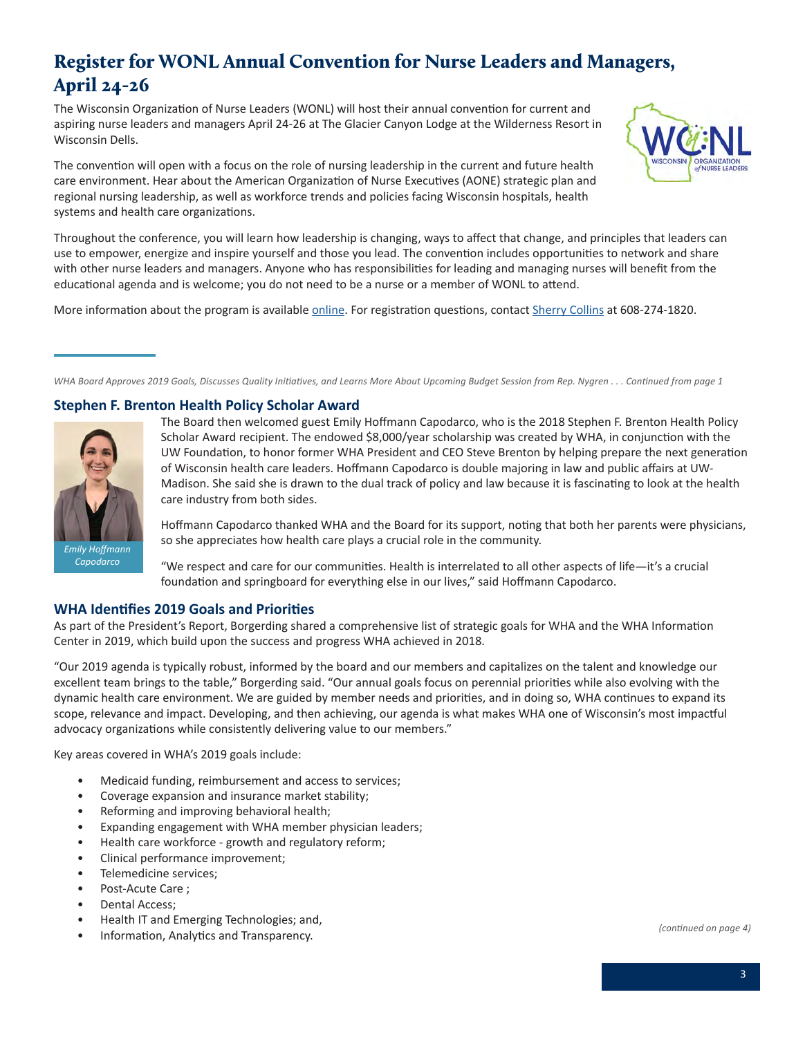# Register for WONL Annual Convention for Nurse Leaders and Managers, April 24-26

The Wisconsin Organization of Nurse Leaders (WONL) will host their annual convention for current and aspiring nurse leaders and managers April 24-26 at The Glacier Canyon Lodge at the Wilderness Resort in Wisconsin Dells.

The convention will open with a focus on the role of nursing leadership in the current and future health care environment. Hear about the American Organization of Nurse Executives (AONE) strategic plan and regional nursing leadership, as well as workforce trends and policies facing Wisconsin hospitals, health systems and health care organizations.

Throughout the conference, you will learn how leadership is changing, ways to affect that change, and principles that leaders can use to empower, energize and inspire yourself and those you lead. The convention includes opportunities to network and share with other nurse leaders and managers. Anyone who has responsibilities for leading and managing nurses will benefit from the educational agenda and is welcome; you do not need to be a nurse or a member of WONL to attend.

More information about the program is available online. For registration questions, contact Sherry Collins at 608-274-1820.

*WHA Board Approves 2019 Goals, Discusses Quality Initiatives, and Learns More About Upcoming Budget Session from Rep. Nygren . . . Continued from page 1*

## Stephen F. Brenton Health Policy Scholar Award

*Emily Hoffmann Capodarco*

The Board then welcomed guest Emily Hoffmann Capodarco, who is the 2018 Stephen F. Brenton Health Policy Scholar Award recipient. The endowed $8,000/year scholarship was created by WHA, in conjunction with the UW Foundation, to honor former WHA President and CEO Steve Brenton by helping prepare the next generation of Wisconsin health care leaders. Hoffmann Capodarco is double majoring in law and public affairs at UW-Madison. She said she is drawn to the dual track of policy and law because it is fascinating to look at the health care industry from both sides.

Hoffmann Capodarco thanked WHA and the Board for its support, noting that both her parents were physicians, so she appreciates how health care plays a crucial role in the community.

"We respect and care for our communities. Health is interrelated to all other aspects of life—it's a crucial foundation and springboard for everything else in our lives," said Hoffmann Capodarco.

## WHA Identifies 2019 Goals and Priorities

As part of the President's Report, Borgerding shared a comprehensive list of strategic goals for WHA and the WHA Information Center in 2019, which build upon the success and progress WHA achieved in 2018.

"Our 2019 agenda is typically robust, informed by the board and our members and capitalizes on the talent and knowledge our excellent team brings to the table," Borgerding said. "Our annual goals focus on perennial priorities while also evolving with the dynamic health care environment. We are guided by member needs and priorities, and in doing so, WHA continues to expand its scope, relevance and impact. Developing, and then achieving, our agenda is what makes WHA one of Wisconsin's most impactful advocacy organizations while consistently delivering value to our members."

Key areas covered in WHA's 2019 goals include:

- Medicaid funding, reimbursement and access to services;
- Coverage expansion and insurance market stability;
- Reforming and improving behavioral health;
- Expanding engagement with WHA member physician leaders;
- Health care workforce - growth and regulatory reform;
- Clinical performance improvement;
- Telemedicine services;
- Post-Acute Care ;
- Dental Access;
- Health IT and Emerging Technologies; and,
- Information, Analytics and Transparency.

*(continued on page 4)*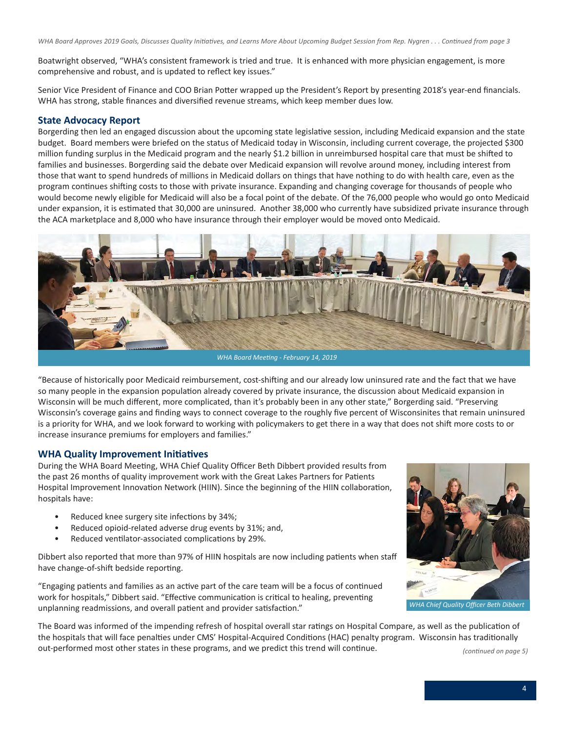*WHA Board Approves 2019 Goals, Discusses Quality Initiatives, and Learns More About Upcoming Budget Session from Rep. Nygren . . . Continued from page 3*

Boatwright observed, "WHA's consistent framework is tried and true. It is enhanced with more physician engagement, is more comprehensive and robust, and is updated to reflect key issues."

Senior Vice President of Finance and COO Brian Potter wrapped up the President's Report by presenting 2018's year-end financials. WHA has strong, stable finances and diversified revenue streams, which keep member dues low.

## State Advocacy Report

Borgerding then led an engaged discussion about the upcoming state legislative session, including Medicaid expansion and the state budget. Board members were briefed on the status of Medicaid today in Wisconsin, including current coverage, the projected $300 million funding surplus in the Medicaid program and the nearly $1.2 billion in unreimbursed hospital care that must be shifted to families and businesses. Borgerding said the debate over Medicaid expansion will revolve around money, including interest from those that want to spend hundreds of millions in Medicaid dollars on things that have nothing to do with health care, even as the program continues shifting costs to those with private insurance. Expanding and changing coverage for thousands of people who would become newly eligible for Medicaid will also be a focal point of the debate. Of the 76,000 people who would go onto Medicaid under expansion, it is estimated that 30,000 are uninsured. Another 38,000 who currently have subsidized private insurance through the ACA marketplace and 8,000 who have insurance through their employer would be moved onto Medicaid.

*WHA Board Meeting - February 14, 2019*

"Because of historically poor Medicaid reimbursement, cost-shifting and our already low uninsured rate and the fact that we have so many people in the expansion population already covered by private insurance, the discussion about Medicaid expansion in Wisconsin will be much different, more complicated, than it's probably been in any other state," Borgerding said. "Preserving Wisconsin's coverage gains and finding ways to connect coverage to the roughly five percent of Wisconsinites that remain uninsured is a priority for WHA, and we look forward to working with policymakers to get there in a way that does not shift more costs to or increase insurance premiums for employers and families."

## WHA Quality Improvement Initiatives

During the WHA Board Meeting, WHA Chief Quality Officer Beth Dibbert provided results from the past 26 months of quality improvement work with the Great Lakes Partners for Patients Hospital Improvement Innovation Network (HIIN). Since the beginning of the HIIN collaboration, hospitals have:

- Reduced knee surgery site infections by 34%;
- Reduced opioid-related adverse drug events by 31%; and,
- Reduced ventilator-associated complications by 29%.

Dibbert also reported that more than 97% of HIIN hospitals are now including patients when staff have change-of-shift bedside reporting.

"Engaging patients and families as an active part of the care team will be a focus of continued work for hospitals," Dibbert said. "Effective communication is critical to healing, preventing unplanning readmissions, and overall patient and provider satisfaction."

*WHA Chief Quality Officer Beth Dibbert*

The Board was informed of the impending refresh of hospital overall star ratings on Hospital Compare, as well as the publication of the hospitals that will face penalties under CMS' Hospital-Acquired Conditions (HAC) penalty program. Wisconsin has traditionally out-performed most other states in these programs, and we predict this trend will continue.

*(continued on page 5)*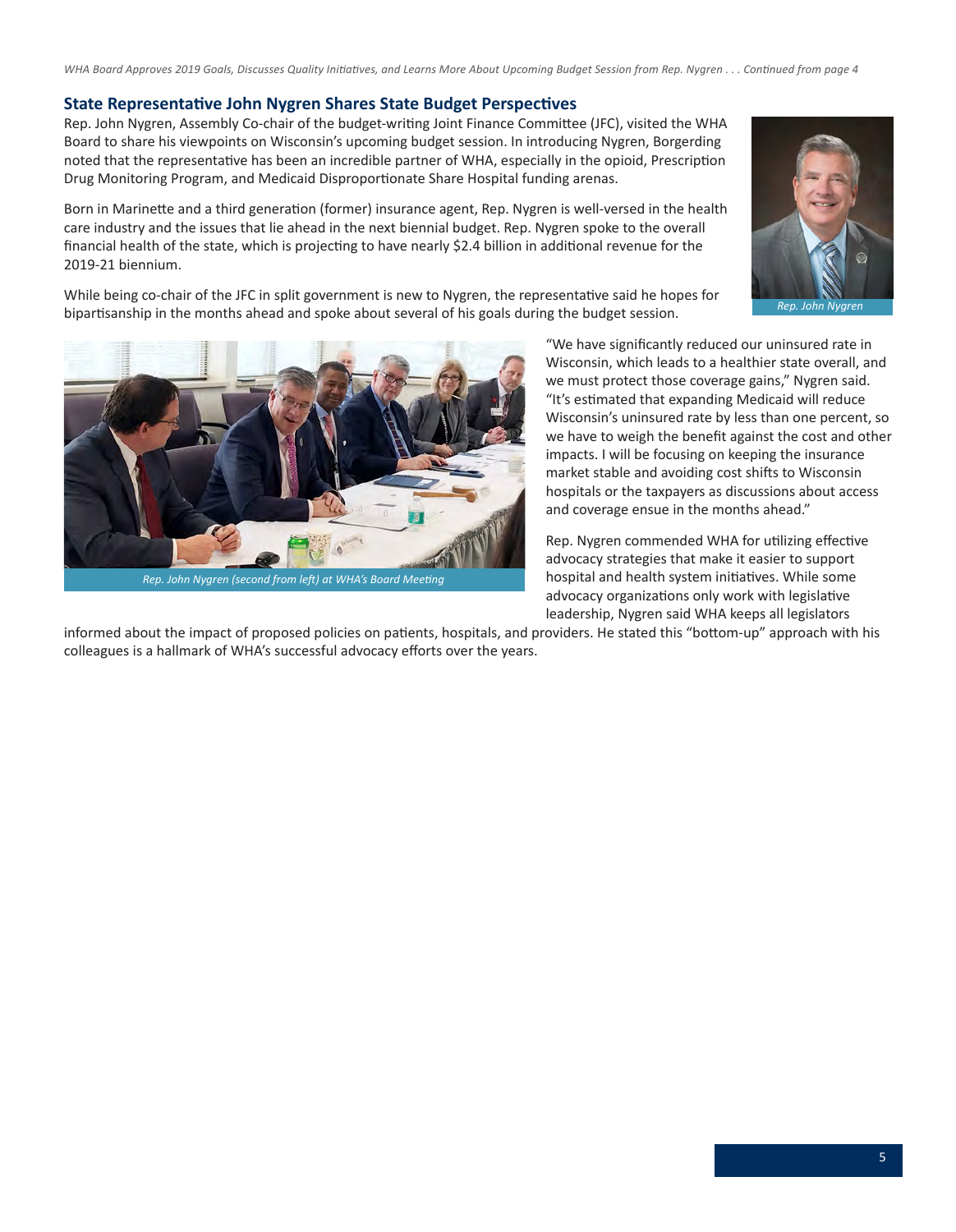*WHA Board Approves 2019 Goals, Discusses Quality Initiatives, and Learns More About Upcoming Budget Session from Rep. Nygren . . . Continued from page 4*

## State Representative John Nygren Shares State Budget Perspectives

Rep. John Nygren, Assembly Co-chair of the budget-writing Joint Finance Committee (JFC), visited the WHA Board to share his viewpoints on Wisconsin's upcoming budget session. In introducing Nygren, Borgerding noted that the representative has been an incredible partner of WHA, especially in the opioid, Prescription Drug Monitoring Program, and Medicaid Disproportionate Share Hospital funding arenas.

Rep. John Nygren

Born in Marinette and a third generation (former) insurance agent, Rep. Nygren is well-versed in the health care industry and the issues that lie ahead in the next biennial budget. Rep. Nygren spoke to the overall financial health of the state, which is projecting to have nearly $2.4 billion in additional revenue for the 2019-21 biennium.

While being co-chair of the JFC in split government is new to Nygren, the representative said he hopes for bipartisanship in the months ahead and spoke about several of his goals during the budget session.

Rep. John Nygren (second from left) at WHA's Board Meeting

"We have significantly reduced our uninsured rate in Wisconsin, which leads to a healthier state overall, and we must protect those coverage gains," Nygren said. "It's estimated that expanding Medicaid will reduce Wisconsin's uninsured rate by less than one percent, so we have to weigh the benefit against the cost and other impacts. I will be focusing on keeping the insurance market stable and avoiding cost shifts to Wisconsin hospitals or the taxpayers as discussions about access and coverage ensue in the months ahead."

Rep. Nygren commended WHA for utilizing effective advocacy strategies that make it easier to support hospital and health system initiatives. While some advocacy organizations only work with legislative leadership, Nygren said WHA keeps all legislators informed about the impact of proposed policies on patients, hospitals, and providers. He stated this "bottom-up" approach with his colleagues is a hallmark of WHA's successful advocacy efforts over the years.